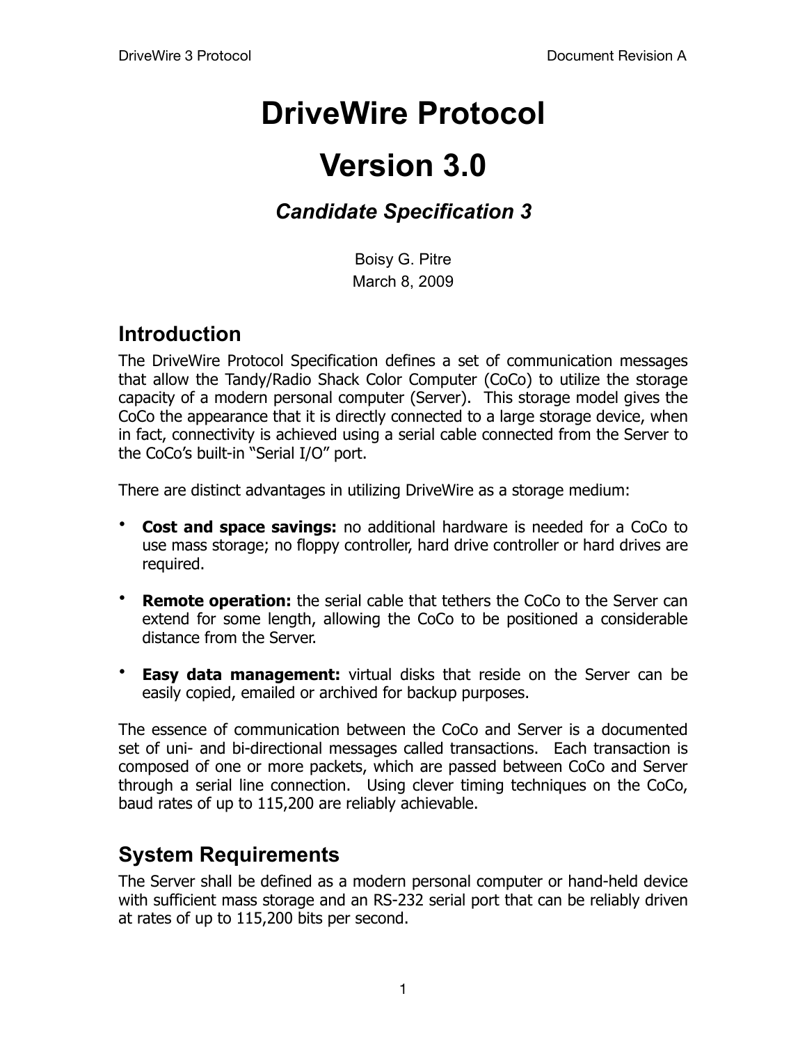# DriveWire Protocol

# Version 3.0

### *Candidate Specification 3*

Boisy G. Pitre
March 8, 2009

## Introduction

The DriveWire Protocol Specification defines a set of communication messages that allow the Tandy/Radio Shack Color Computer (CoCo) to utilize the storage capacity of a modern personal computer (Server). This storage model gives the CoCo the appearance that it is directly connected to a large storage device, when in fact, connectivity is achieved using a serial cable connected from the Server to the CoCo's built-in "Serial I/O" port.

There are distinct advantages in utilizing DriveWire as a storage medium:

- **Cost and space savings:** no additional hardware is needed for a CoCo to use mass storage; no floppy controller, hard drive controller or hard drives are required.
- **Remote operation:** the serial cable that tethers the CoCo to the Server can extend for some length, allowing the CoCo to be positioned a considerable distance from the Server.
- **Easy data management:** virtual disks that reside on the Server can be easily copied, emailed or archived for backup purposes.

The essence of communication between the CoCo and Server is a documented set of uni- and bi-directional messages called transactions. Each transaction is composed of one or more packets, which are passed between CoCo and Server through a serial line connection. Using clever timing techniques on the CoCo, baud rates of up to 115,200 are reliably achievable.

## System Requirements

The Server shall be defined as a modern personal computer or hand-held device with sufficient mass storage and an RS-232 serial port that can be reliably driven at rates of up to 115,200 bits per second.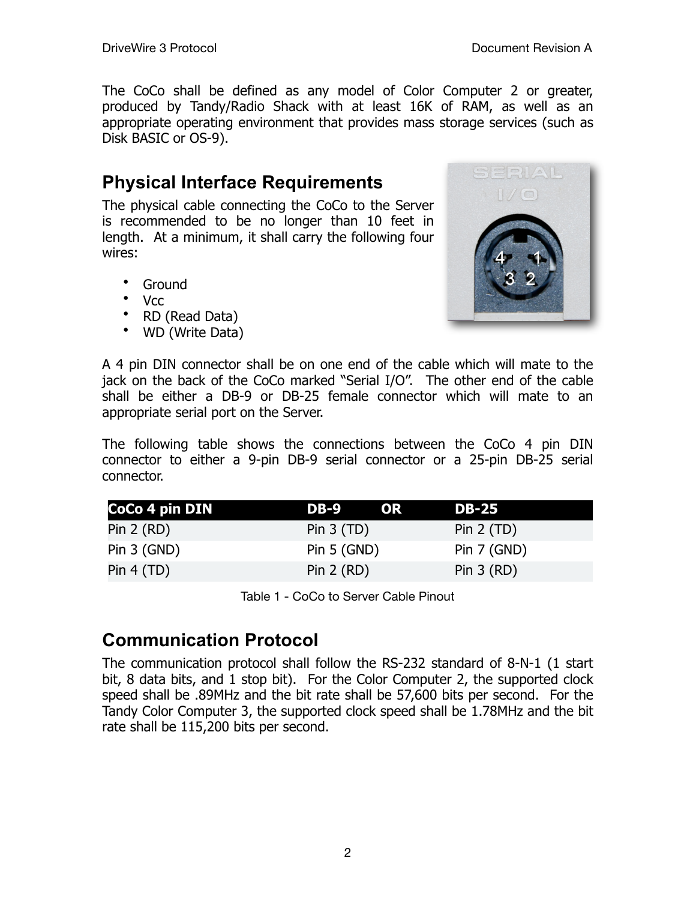The CoCo shall be defined as any model of Color Computer 2 or greater, produced by Tandy/Radio Shack with at least 16K of RAM, as well as an appropriate operating environment that provides mass storage services (such as Disk BASIC or OS-9).

## Physical Interface Requirements

The physical cable connecting the CoCo to the Server is recommended to be no longer than 10 feet in length. At a minimum, it shall carry the following four wires:

- Ground
- Vcc
- RD (Read Data)
- WD (Write Data)

A 4 pin DIN connector shall be on one end of the cable which will mate to the jack on the back of the CoCo marked "Serial I/O". The other end of the cable shall be either a DB-9 or DB-25 female connector which will mate to an appropriate serial port on the Server.

The following table shows the connections between the CoCo 4 pin DIN connector to either a 9-pin DB-9 serial connector or a 25-pin DB-25 serial connector.

| CoCo 4 pin DIN | DB-9 OR | DB-25 |
|---|---|---|
| Pin 2 (RD) | Pin 3 (TD) | Pin 2 (TD) |
| Pin 3 (GND) | Pin 5 (GND) | Pin 7 (GND) |
| Pin 4 (TD) | Pin 2 (RD) | Pin 3 (RD) |

Table 1 - CoCo to Server Cable Pinout

## Communication Protocol

The communication protocol shall follow the RS-232 standard of 8-N-1 (1 start bit, 8 data bits, and 1 stop bit). For the Color Computer 2, the supported clock speed shall be .89MHz and the bit rate shall be 57,600 bits per second. For the Tandy Color Computer 3, the supported clock speed shall be 1.78MHz and the bit rate shall be 115,200 bits per second.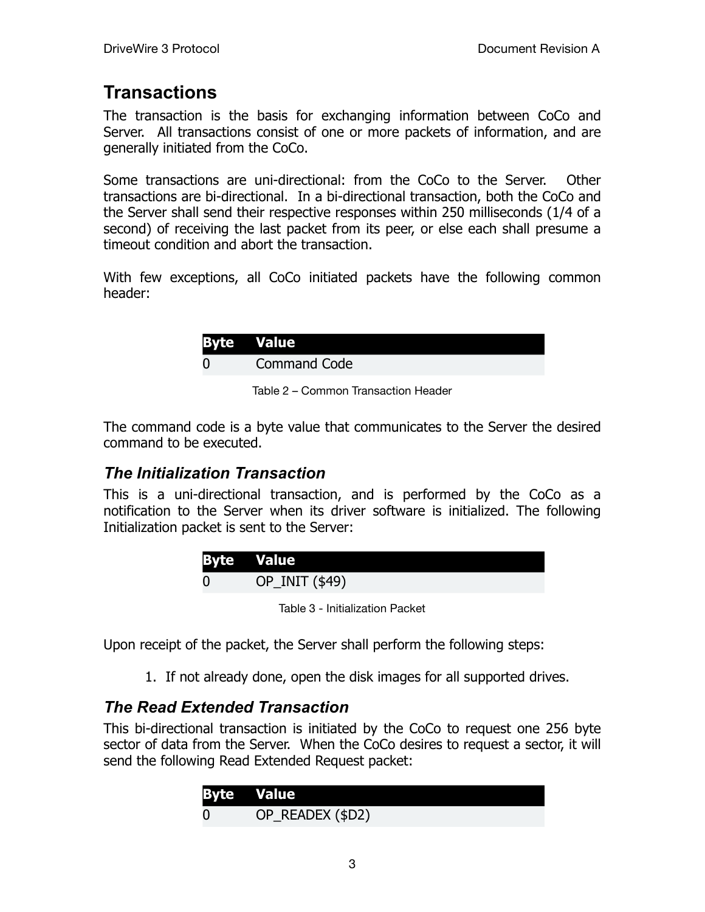# Transactions

The transaction is the basis for exchanging information between CoCo and Server. All transactions consist of one or more packets of information, and are generally initiated from the CoCo.

Some transactions are uni-directional: from the CoCo to the Server. Other transactions are bi-directional. In a bi-directional transaction, both the CoCo and the Server shall send their respective responses within 250 milliseconds (1/4 of a second) of receiving the last packet from its peer, or else each shall presume a timeout condition and abort the transaction.

With few exceptions, all CoCo initiated packets have the following common header:

| Byte | Value |
|---|---|
| 0 | Command Code |

Table 2 – Common Transaction Header

The command code is a byte value that communicates to the Server the desired command to be executed.

## *The Initialization Transaction*

This is a uni-directional transaction, and is performed by the CoCo as a notification to the Server when its driver software is initialized. The following Initialization packet is sent to the Server:

| Byte | Value |
|---|---|
| 0 | OP_INIT ($49) |

Table 3 - Initialization Packet

Upon receipt of the packet, the Server shall perform the following steps:

1. If not already done, open the disk images for all supported drives.

## *The Read Extended Transaction*

This bi-directional transaction is initiated by the CoCo to request one 256 byte sector of data from the Server. When the CoCo desires to request a sector, it will send the following Read Extended Request packet:

| Byte | Value |
|---|---|
| 0 | OP_READEX ($D2) |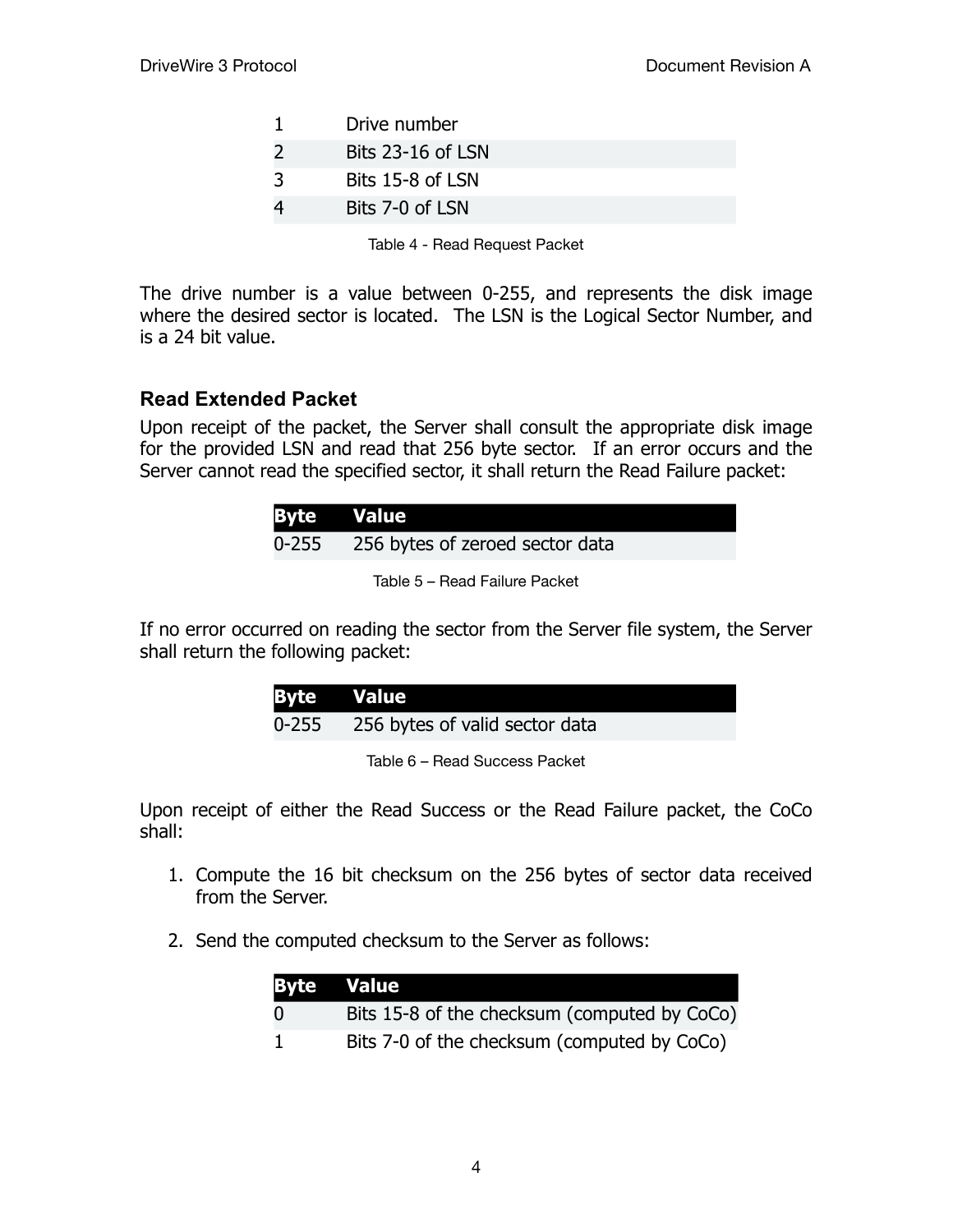| | |
|---|---|
| 1 | Drive number |
| 2 | Bits 23-16 of LSN |
| 3 | Bits 15-8 of LSN |
| 4 | Bits 7-0 of LSN |

Table 4 - Read Request Packet

The drive number is a value between 0-255, and represents the disk image where the desired sector is located. The LSN is the Logical Sector Number, and is a 24 bit value.

### Read Extended Packet

Upon receipt of the packet, the Server shall consult the appropriate disk image for the provided LSN and read that 256 byte sector. If an error occurs and the Server cannot read the specified sector, it shall return the Read Failure packet:

| Byte | Value |
|---|---|
| 0-255 | 256 bytes of zeroed sector data |

Table 5 – Read Failure Packet

If no error occurred on reading the sector from the Server file system, the Server shall return the following packet:

| Byte | Value |
|---|---|
| 0-255 | 256 bytes of valid sector data |

Table 6 – Read Success Packet

Upon receipt of either the Read Success or the Read Failure packet, the CoCo shall:

1. Compute the 16 bit checksum on the 256 bytes of sector data received from the Server.

2. Send the computed checksum to the Server as follows:

| Byte | Value |
|---|---|
| 0 | Bits 15-8 of the checksum (computed by CoCo) |
| 1 | Bits 7-0 of the checksum (computed by CoCo) |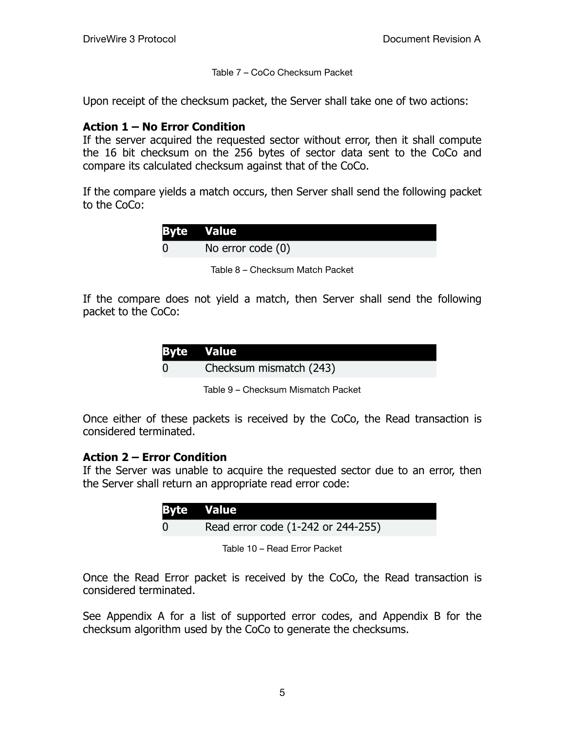Table 7 – CoCo Checksum Packet

Upon receipt of the checksum packet, the Server shall take one of two actions:

**Action 1 – No Error Condition**
If the server acquired the requested sector without error, then it shall compute the 16 bit checksum on the 256 bytes of sector data sent to the CoCo and compare its calculated checksum against that of the CoCo.

If the compare yields a match occurs, then Server shall send the following packet to the CoCo:

| Byte | Value |
|---|---|
| 0 | No error code (0) |

Table 8 – Checksum Match Packet

If the compare does not yield a match, then Server shall send the following packet to the CoCo:

| Byte | Value |
|---|---|
| 0 | Checksum mismatch (243) |

Table 9 – Checksum Mismatch Packet

Once either of these packets is received by the CoCo, the Read transaction is considered terminated.

**Action 2 – Error Condition**
If the Server was unable to acquire the requested sector due to an error, then the Server shall return an appropriate read error code:

| Byte | Value |
|---|---|
| 0 | Read error code (1-242 or 244-255) |

Table 10 – Read Error Packet

Once the Read Error packet is received by the CoCo, the Read transaction is considered terminated.

See Appendix A for a list of supported error codes, and Appendix B for the checksum algorithm used by the CoCo to generate the checksums.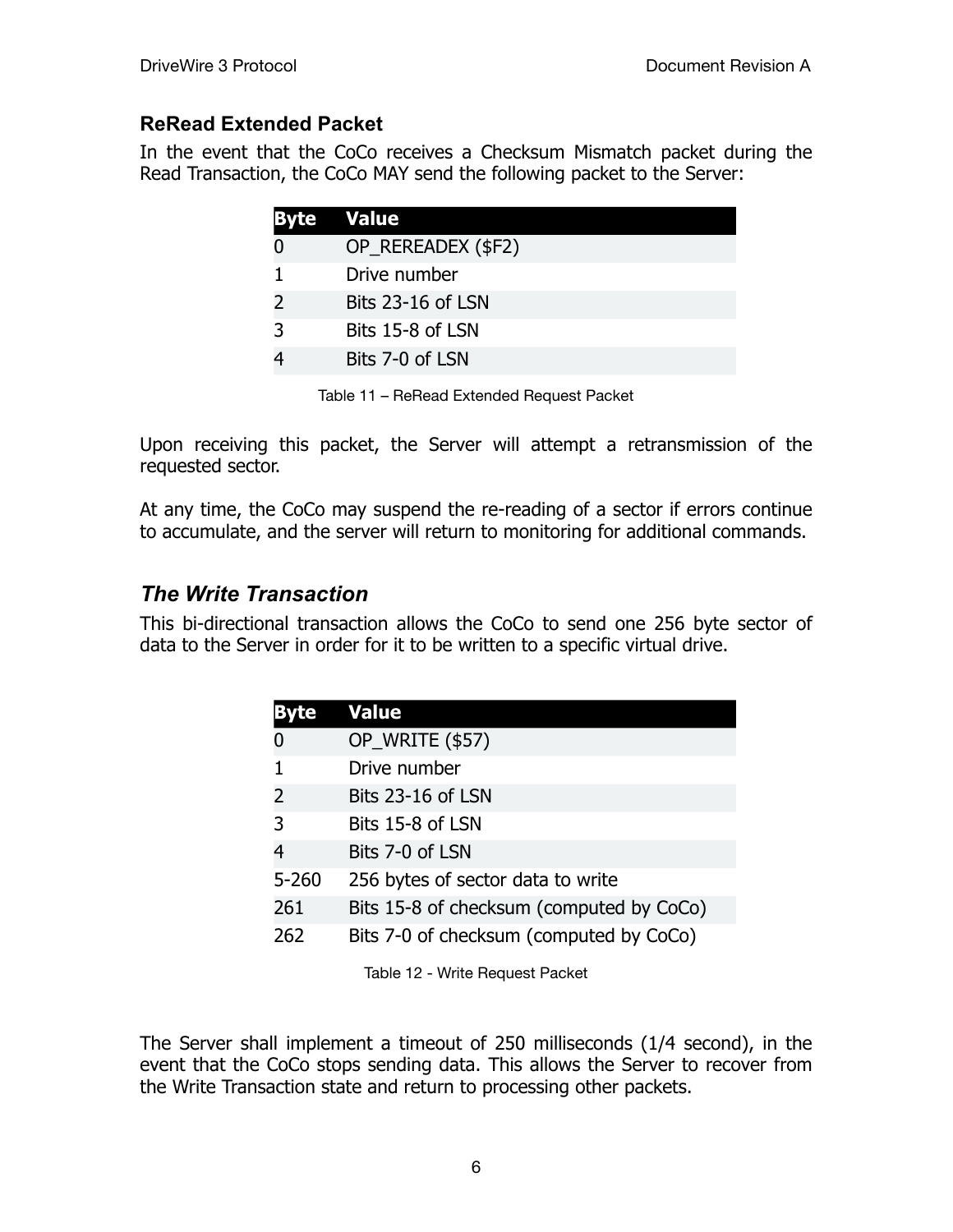### ReRead Extended Packet

In the event that the CoCo receives a Checksum Mismatch packet during the Read Transaction, the CoCo MAY send the following packet to the Server:

| Byte | Value |
| --- | --- |
| 0 | OP_REREADEX ($F2) |
| 1 | Drive number |
| 2 | Bits 23-16 of LSN |
| 3 | Bits 15-8 of LSN |
| 4 | Bits 7-0 of LSN |

Table 11 – ReRead Extended Request Packet

Upon receiving this packet, the Server will attempt a retransmission of the requested sector.

At any time, the CoCo may suspend the re-reading of a sector if errors continue to accumulate, and the server will return to monitoring for additional commands.

## *The Write Transaction*

This bi-directional transaction allows the CoCo to send one 256 byte sector of data to the Server in order for it to be written to a specific virtual drive.

| Byte | Value |
| --- | --- |
| 0 | OP_WRITE ($57) |
| 1 | Drive number |
| 2 | Bits 23-16 of LSN |
| 3 | Bits 15-8 of LSN |
| 4 | Bits 7-0 of LSN |
| 5-260 | 256 bytes of sector data to write |
| 261 | Bits 15-8 of checksum (computed by CoCo) |
| 262 | Bits 7-0 of checksum (computed by CoCo) |

Table 12 - Write Request Packet

The Server shall implement a timeout of 250 milliseconds (1/4 second), in the event that the CoCo stops sending data. This allows the Server to recover from the Write Transaction state and return to processing other packets.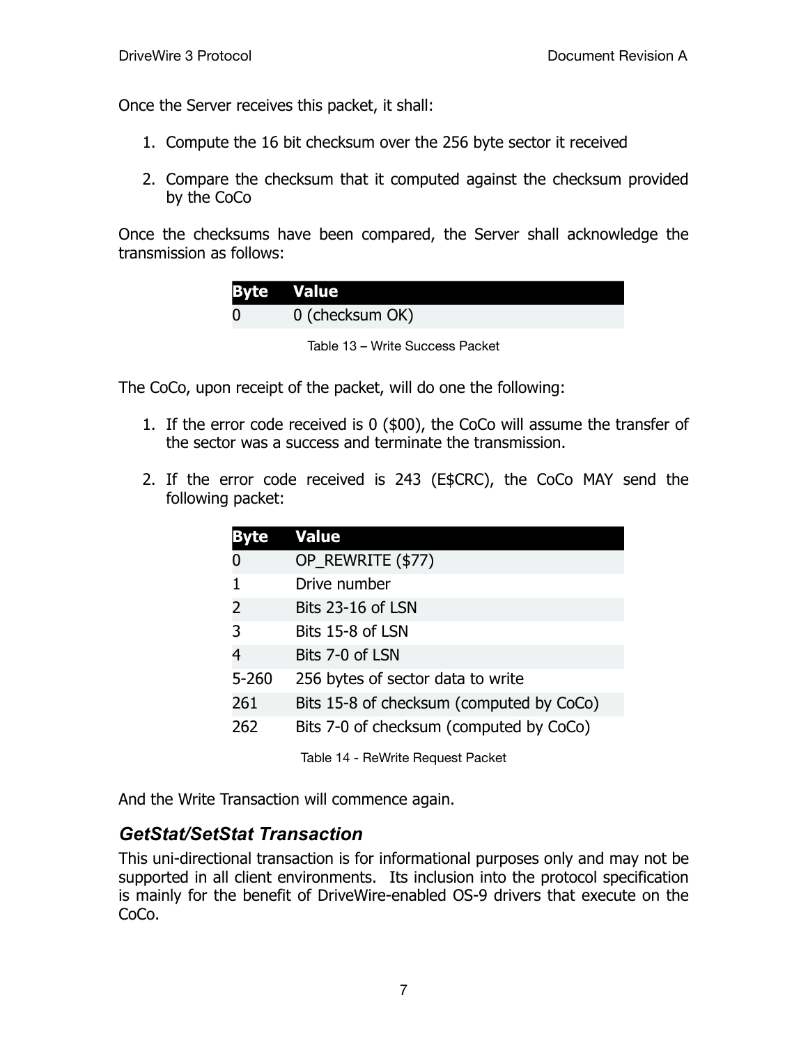Once the Server receives this packet, it shall:

1. Compute the 16 bit checksum over the 256 byte sector it received

2. Compare the checksum that it computed against the checksum provided by the CoCo

Once the checksums have been compared, the Server shall acknowledge the transmission as follows:

| Byte | Value |
| --- | --- |
| 0 | 0 (checksum OK) |

Table 13 – Write Success Packet

The CoCo, upon receipt of the packet, will do one the following:

1. If the error code received is 0 ($00), the CoCo will assume the transfer of the sector was a success and terminate the transmission.

2. If the error code received is 243 (E$CRC), the CoCo MAY send the following packet:

| Byte | Value |
| --- | --- |
| 0 | OP_REWRITE ($77) |
| 1 | Drive number |
| 2 | Bits 23-16 of LSN |
| 3 | Bits 15-8 of LSN |
| 4 | Bits 7-0 of LSN |
| 5-260 | 256 bytes of sector data to write |
| 261 | Bits 15-8 of checksum (computed by CoCo) |
| 262 | Bits 7-0 of checksum (computed by CoCo) |

Table 14 - ReWrite Request Packet

And the Write Transaction will commence again.

### *GetStat/SetStat Transaction*

This uni-directional transaction is for informational purposes only and may not be supported in all client environments. Its inclusion into the protocol specification is mainly for the benefit of DriveWire-enabled OS-9 drivers that execute on the CoCo.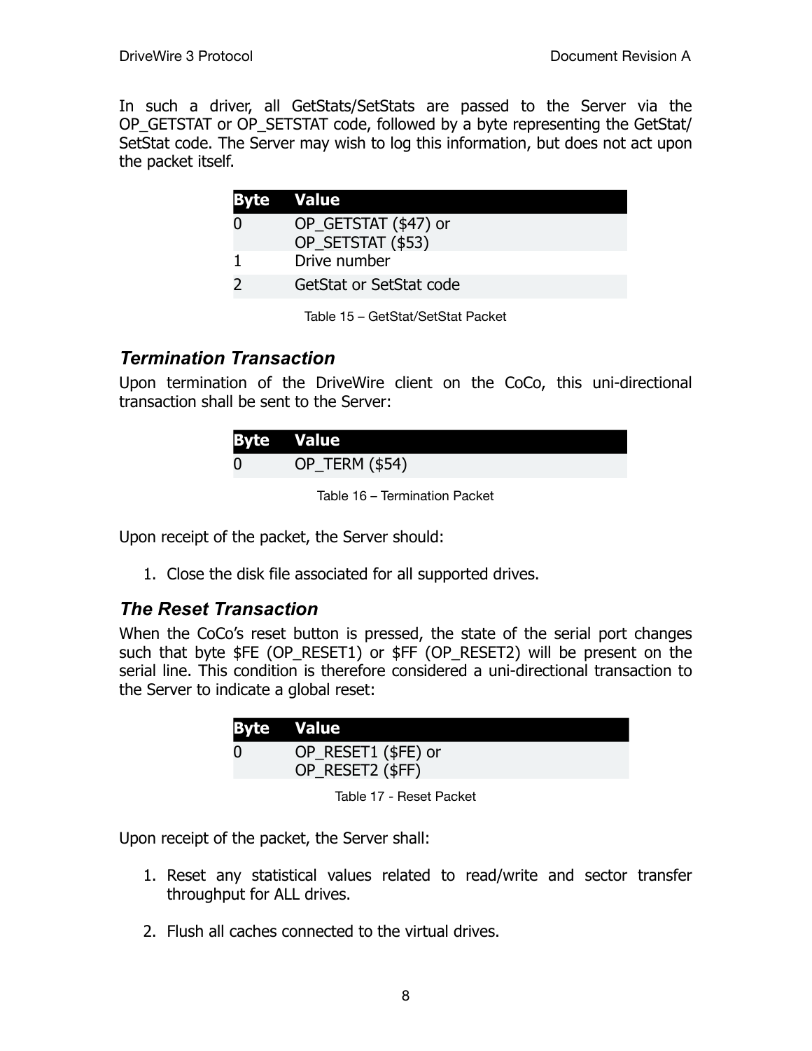In such a driver, all GetStats/SetStats are passed to the Server via the OP_GETSTAT or OP_SETSTAT code, followed by a byte representing the GetStat/SetStat code. The Server may wish to log this information, but does not act upon the packet itself.

| Byte | Value |
|---|---|
| 0 | OP_GETSTAT ($47) or OP_SETSTAT ($53) |
| 1 | Drive number |
| 2 | GetStat or SetStat code |

Table 15 – GetStat/SetStat Packet

### *Termination Transaction*

Upon termination of the DriveWire client on the CoCo, this uni-directional transaction shall be sent to the Server:

| Byte | Value |
|---|---|
| 0 | OP_TERM ($54) |

Table 16 – Termination Packet

Upon receipt of the packet, the Server should:

1. Close the disk file associated for all supported drives.

### *The Reset Transaction*

When the CoCo's reset button is pressed, the state of the serial port changes such that byte $FE (OP_RESET1) or $FF (OP_RESET2) will be present on the serial line. This condition is therefore considered a uni-directional transaction to the Server to indicate a global reset:

| Byte | Value |
|---|---|
| 0 | OP_RESET1 ($FE) or OP_RESET2 ($FF) |

Table 17 - Reset Packet

Upon receipt of the packet, the Server shall:

1. Reset any statistical values related to read/write and sector transfer throughput for ALL drives.

2. Flush all caches connected to the virtual drives.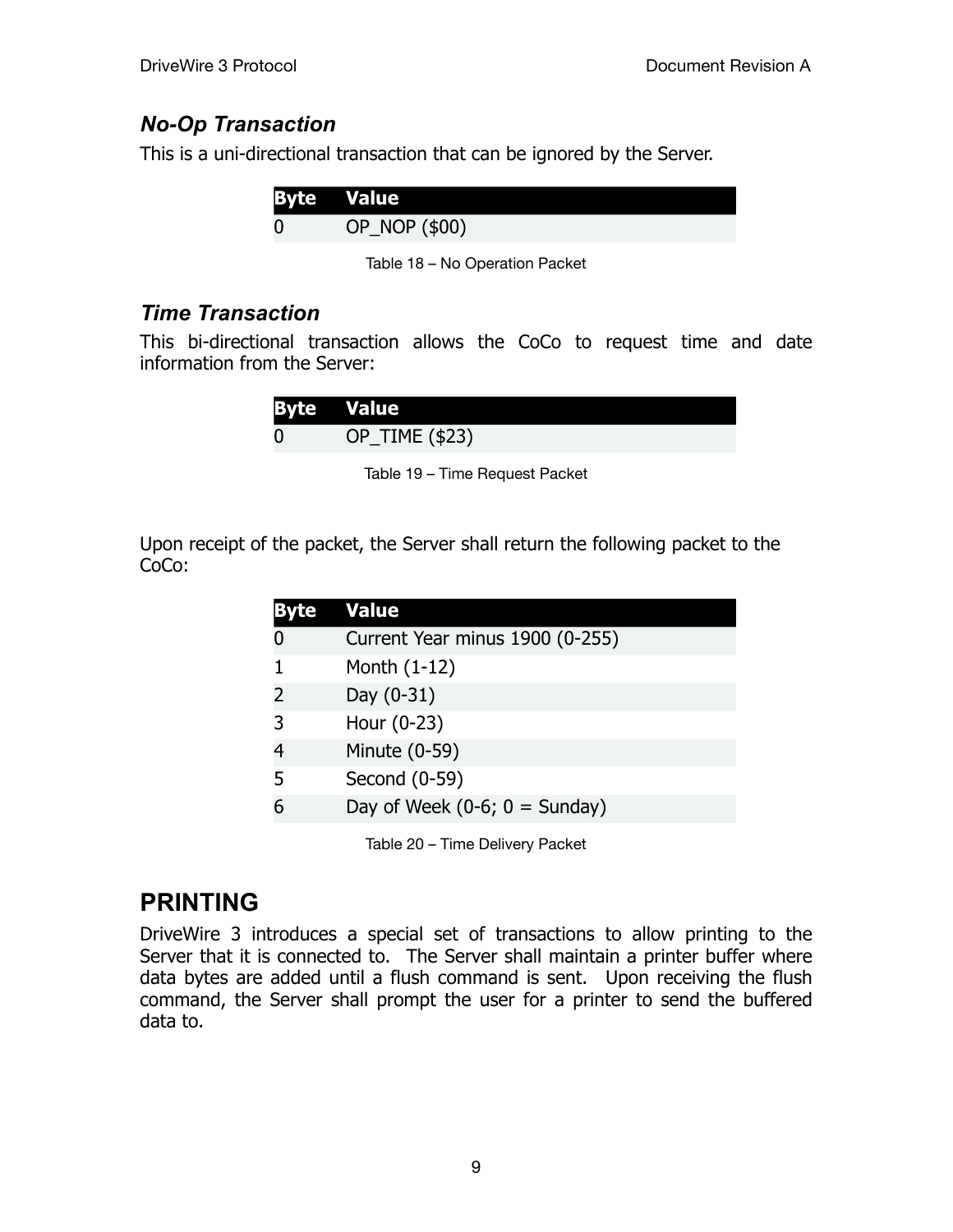### *No-Op Transaction*

This is a uni-directional transaction that can be ignored by the Server.

| Byte | Value |
|---|---|
| 0 | OP_NOP ($00) |

Table 18 – No Operation Packet

### *Time Transaction*

This bi-directional transaction allows the CoCo to request time and date information from the Server:

| Byte | Value |
|---|---|
| 0 | OP_TIME ($23) |

Table 19 – Time Request Packet

Upon receipt of the packet, the Server shall return the following packet to the CoCo:

| Byte | Value |
|---|---|
| 0 | Current Year minus 1900 (0-255) |
| 1 | Month (1-12) |
| 2 | Day (0-31) |
| 3 | Hour (0-23) |
| 4 | Minute (0-59) |
| 5 | Second (0-59) |
| 6 | Day of Week (0-6; 0 = Sunday) |

Table 20 – Time Delivery Packet

## PRINTING

DriveWire 3 introduces a special set of transactions to allow printing to the Server that it is connected to. The Server shall maintain a printer buffer where data bytes are added until a flush command is sent. Upon receiving the flush command, the Server shall prompt the user for a printer to send the buffered data to.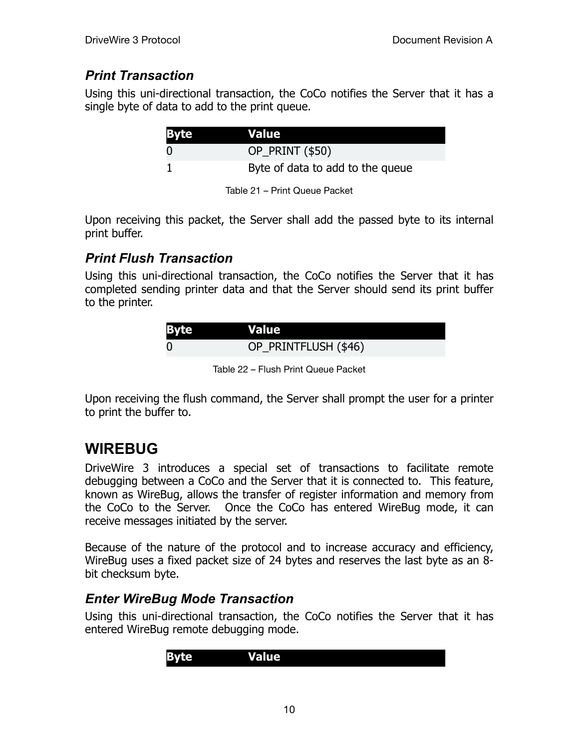### *Print Transaction*

Using this uni-directional transaction, the CoCo notifies the Server that it has a single byte of data to add to the print queue.

| Byte | Value |
|---|---|
| 0 | OP_PRINT ($50) |
| 1 | Byte of data to add to the queue |

Table 21 – Print Queue Packet

Upon receiving this packet, the Server shall add the passed byte to its internal print buffer.

### *Print Flush Transaction*

Using this uni-directional transaction, the CoCo notifies the Server that it has completed sending printer data and that the Server should send its print buffer to the printer.

| Byte | Value |
|---|---|
| 0 | OP_PRINTFLUSH ($46) |

Table 22 – Flush Print Queue Packet

Upon receiving the flush command, the Server shall prompt the user for a printer to print the buffer to.

## WIREBUG

DriveWire 3 introduces a special set of transactions to facilitate remote debugging between a CoCo and the Server that it is connected to. This feature, known as WireBug, allows the transfer of register information and memory from the CoCo to the Server. Once the CoCo has entered WireBug mode, it can receive messages initiated by the server.

Because of the nature of the protocol and to increase accuracy and efficiency, WireBug uses a fixed packet size of 24 bytes and reserves the last byte as an 8-bit checksum byte.

### *Enter WireBug Mode Transaction*

Using this uni-directional transaction, the CoCo notifies the Server that it has entered WireBug remote debugging mode.

| Byte | Value |
|---|---|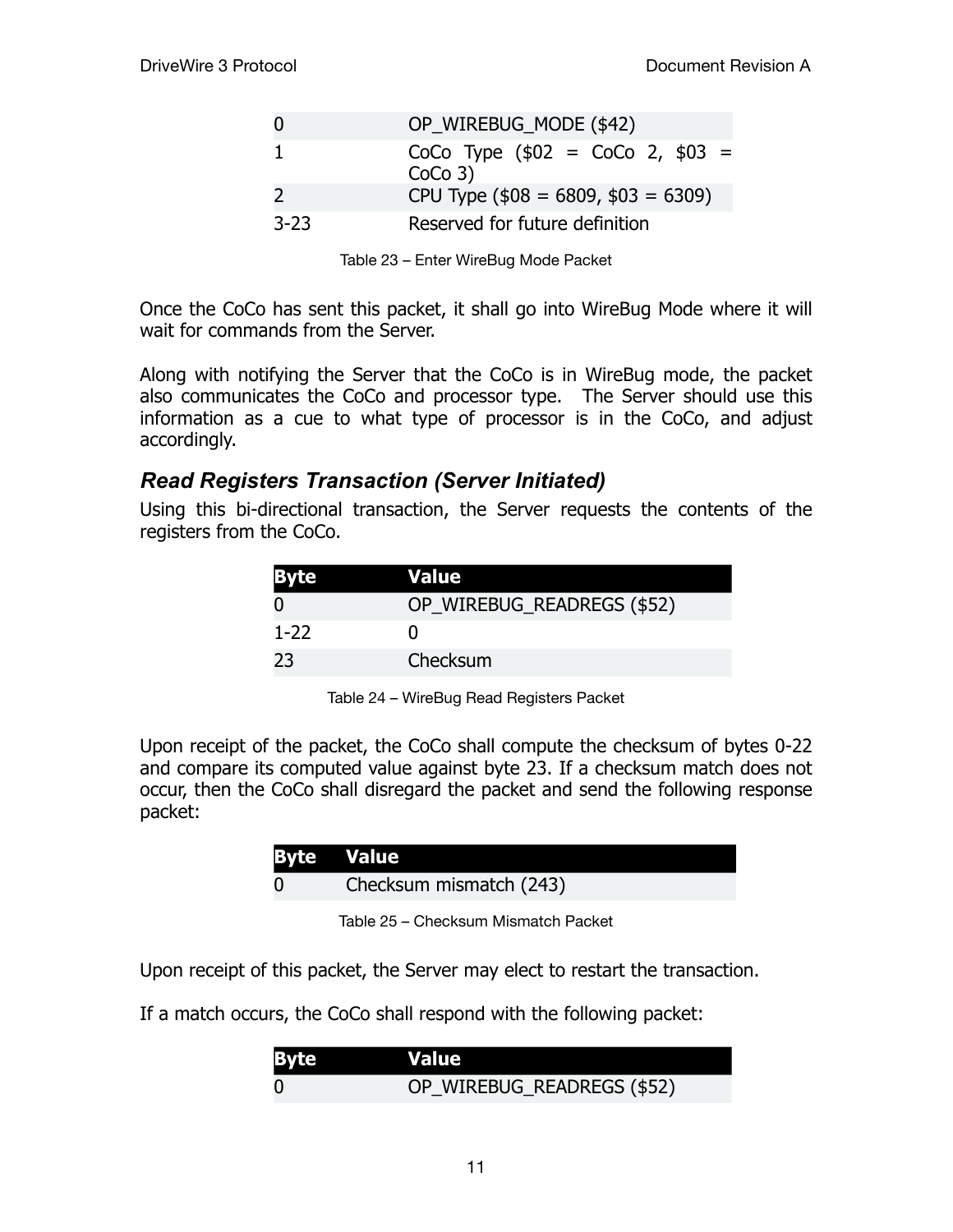| Byte | Value |
|---|---|
| 0 | OP_WIREBUG_MODE ($42) |
| 1 | CoCo Type ($02 = CoCo 2, $03 = CoCo 3) |
| 2 | CPU Type ($08 = 6809, $03 = 6309) |
| 3-23 | Reserved for future definition |

Table 23 – Enter WireBug Mode Packet

Once the CoCo has sent this packet, it shall go into WireBug Mode where it will wait for commands from the Server.

Along with notifying the Server that the CoCo is in WireBug mode, the packet also communicates the CoCo and processor type. The Server should use this information as a cue to what type of processor is in the CoCo, and adjust accordingly.

### *Read Registers Transaction (Server Initiated)*

Using this bi-directional transaction, the Server requests the contents of the registers from the CoCo.

| Byte | Value |
|---|---|
| 0 | OP_WIREBUG_READREGS ($52) |
| 1-22 | 0 |
| 23 | Checksum |

Table 24 – WireBug Read Registers Packet

Upon receipt of the packet, the CoCo shall compute the checksum of bytes 0-22 and compare its computed value against byte 23. If a checksum match does not occur, then the CoCo shall disregard the packet and send the following response packet:

| Byte | Value |
|---|---|
| 0 | Checksum mismatch (243) |

Table 25 – Checksum Mismatch Packet

Upon receipt of this packet, the Server may elect to restart the transaction.

If a match occurs, the CoCo shall respond with the following packet:

| Byte | Value |
|---|---|
| 0 | OP_WIREBUG_READREGS ($52) |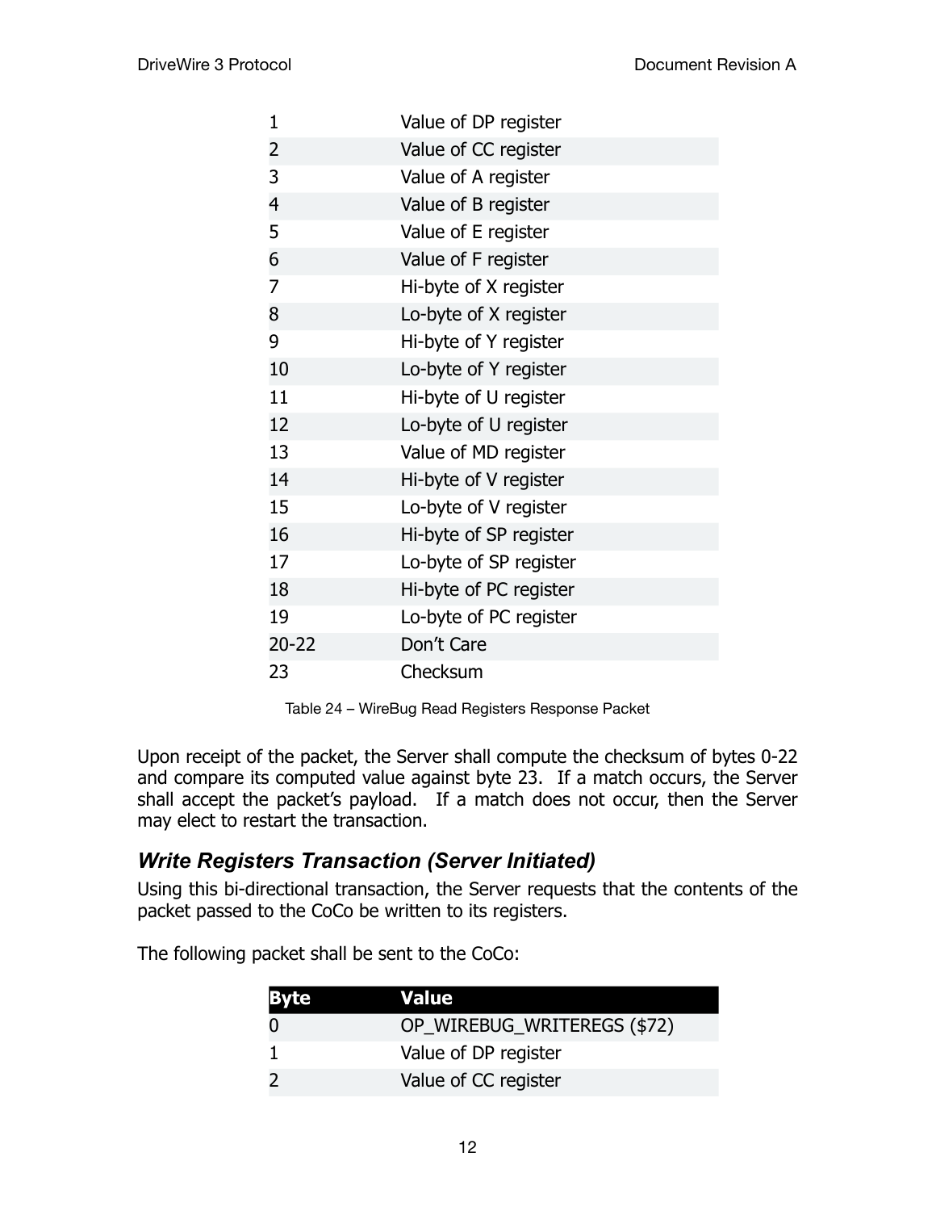| Byte | Value |
|---|---|
| 1 | Value of DP register |
| 2 | Value of CC register |
| 3 | Value of A register |
| 4 | Value of B register |
| 5 | Value of E register |
| 6 | Value of F register |
| 7 | Hi-byte of X register |
| 8 | Lo-byte of X register |
| 9 | Hi-byte of Y register |
| 10 | Lo-byte of Y register |
| 11 | Hi-byte of U register |
| 12 | Lo-byte of U register |
| 13 | Value of MD register |
| 14 | Hi-byte of V register |
| 15 | Lo-byte of V register |
| 16 | Hi-byte of SP register |
| 17 | Lo-byte of SP register |
| 18 | Hi-byte of PC register |
| 19 | Lo-byte of PC register |
| 20-22 | Don't Care |
| 23 | Checksum |

Table 24 – WireBug Read Registers Response Packet

Upon receipt of the packet, the Server shall compute the checksum of bytes 0-22 and compare its computed value against byte 23. If a match occurs, the Server shall accept the packet's payload. If a match does not occur, then the Server may elect to restart the transaction.

### *Write Registers Transaction (Server Initiated)*

Using this bi-directional transaction, the Server requests that the contents of the packet passed to the CoCo be written to its registers.

The following packet shall be sent to the CoCo:

| Byte | Value |
|---|---|
| 0 | OP_WIREBUG_WRITEREGS ($72) |
| 1 | Value of DP register |
| 2 | Value of CC register |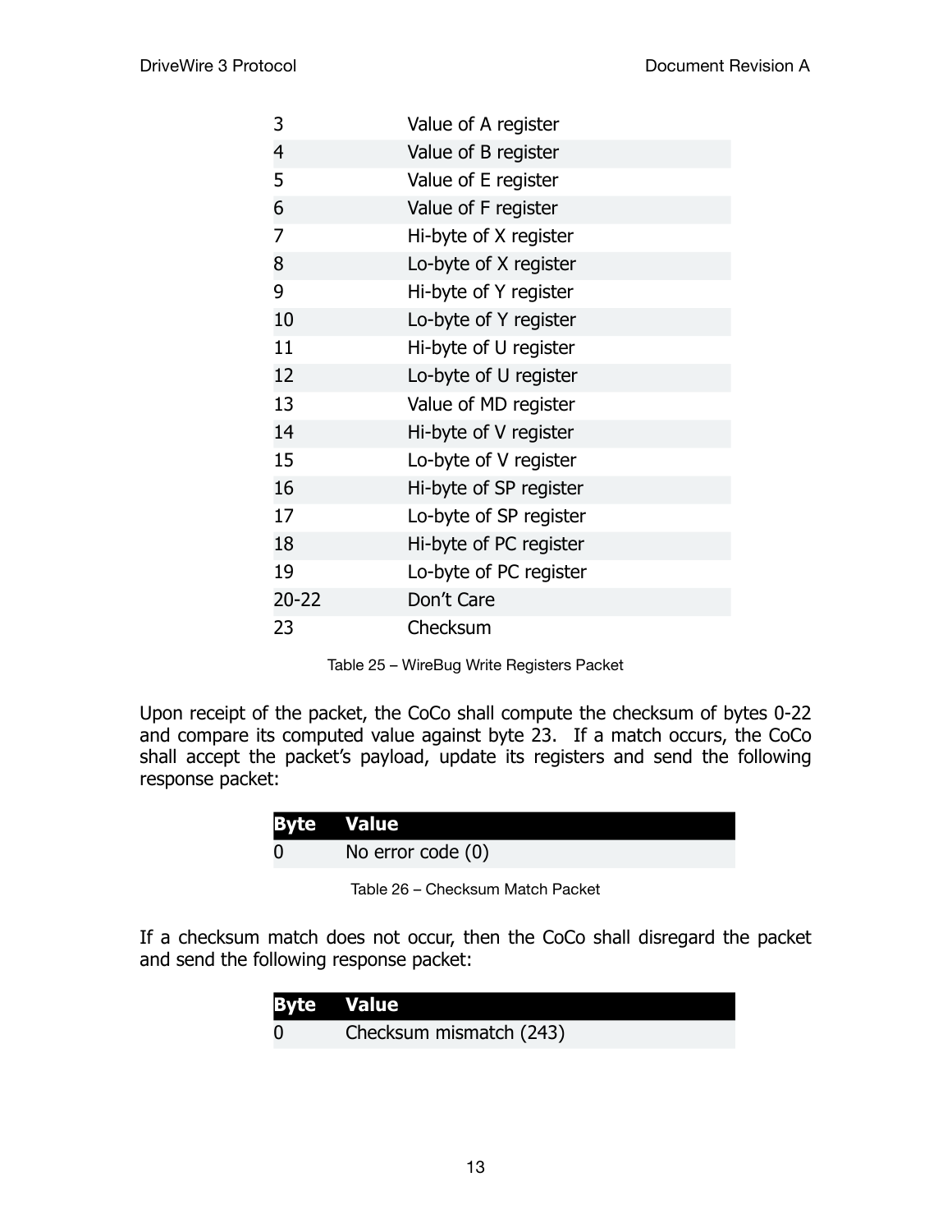| | |
|---|---|
| 3 | Value of A register |
| 4 | Value of B register |
| 5 | Value of E register |
| 6 | Value of F register |
| 7 | Hi-byte of X register |
| 8 | Lo-byte of X register |
| 9 | Hi-byte of Y register |
| 10 | Lo-byte of Y register |
| 11 | Hi-byte of U register |
| 12 | Lo-byte of U register |
| 13 | Value of MD register |
| 14 | Hi-byte of V register |
| 15 | Lo-byte of V register |
| 16 | Hi-byte of SP register |
| 17 | Lo-byte of SP register |
| 18 | Hi-byte of PC register |
| 19 | Lo-byte of PC register |
| 20-22 | Don't Care |
| 23 | Checksum |

Table 25 – WireBug Write Registers Packet

Upon receipt of the packet, the CoCo shall compute the checksum of bytes 0-22 and compare its computed value against byte 23. If a match occurs, the CoCo shall accept the packet's payload, update its registers and send the following response packet:

| Byte | Value |
|---|---|
| 0 | No error code (0) |

Table 26 – Checksum Match Packet

If a checksum match does not occur, then the CoCo shall disregard the packet and send the following response packet:

| Byte | Value |
|---|---|
| 0 | Checksum mismatch (243) |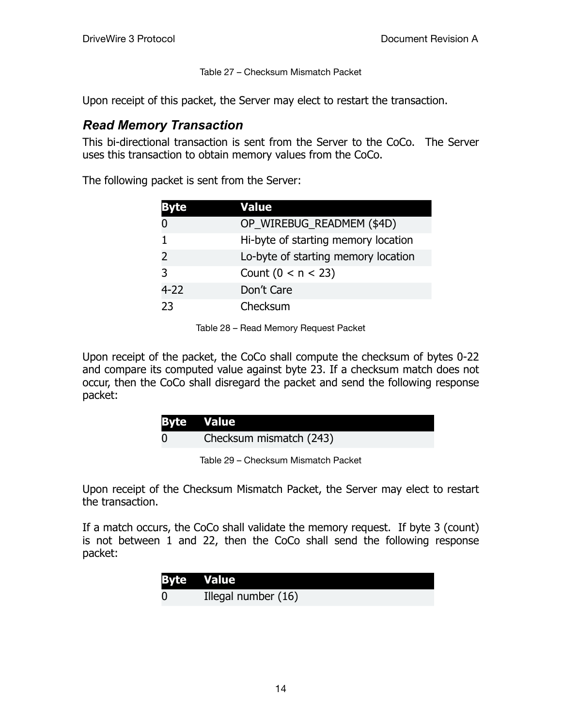Table 27 – Checksum Mismatch Packet

Upon receipt of this packet, the Server may elect to restart the transaction.

### *Read Memory Transaction*

This bi-directional transaction is sent from the Server to the CoCo. The Server uses this transaction to obtain memory values from the CoCo.

The following packet is sent from the Server:

| Byte | Value |
|---|---|
| 0 | OP_WIREBUG_READMEM ($4D) |
| 1 | Hi-byte of starting memory location |
| 2 | Lo-byte of starting memory location |
| 3 | Count (0 < n < 23) |
| 4-22 | Don't Care |
| 23 | Checksum |

Table 28 – Read Memory Request Packet

Upon receipt of the packet, the CoCo shall compute the checksum of bytes 0-22 and compare its computed value against byte 23. If a checksum match does not occur, then the CoCo shall disregard the packet and send the following response packet:

| Byte | Value |
|---|---|
| 0 | Checksum mismatch (243) |

Table 29 – Checksum Mismatch Packet

Upon receipt of the Checksum Mismatch Packet, the Server may elect to restart the transaction.

If a match occurs, the CoCo shall validate the memory request. If byte 3 (count) is not between 1 and 22, then the CoCo shall send the following response packet:

| Byte | Value |
|---|---|
| 0 | Illegal number (16) |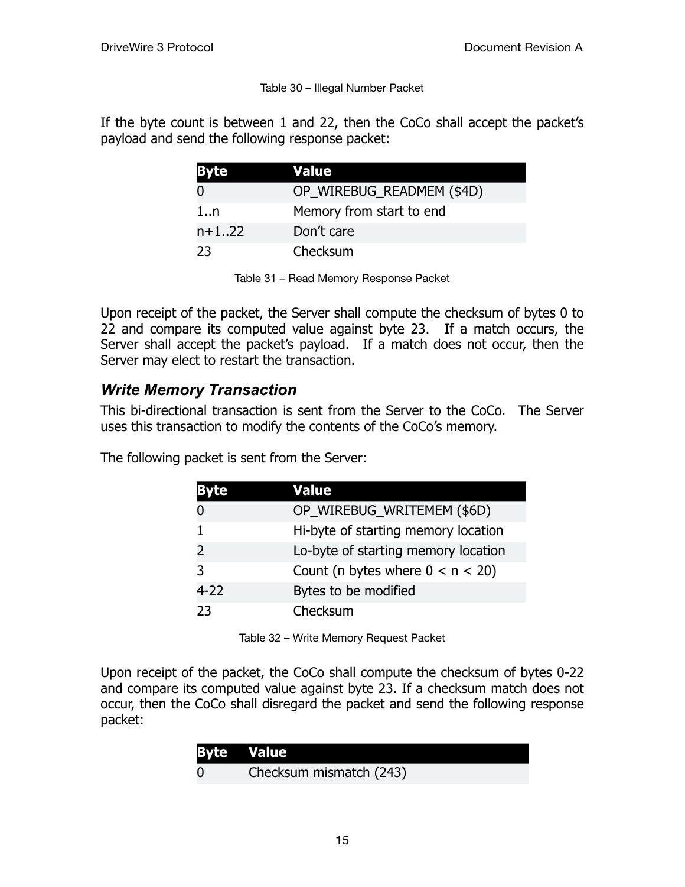Table 30 – Illegal Number Packet

If the byte count is between 1 and 22, then the CoCo shall accept the packet's payload and send the following response packet:

| Byte | Value |
| --- | --- |
| 0 | OP_WIREBUG_READMEM ($4D) |
| 1..n | Memory from start to end |
| n+1..22 | Don't care |
| 23 | Checksum |

Table 31 – Read Memory Response Packet

Upon receipt of the packet, the Server shall compute the checksum of bytes 0 to 22 and compare its computed value against byte 23. If a match occurs, the Server shall accept the packet's payload. If a match does not occur, then the Server may elect to restart the transaction.

### *Write Memory Transaction*

This bi-directional transaction is sent from the Server to the CoCo. The Server uses this transaction to modify the contents of the CoCo's memory.

The following packet is sent from the Server:

| Byte | Value |
| --- | --- |
| 0 | OP_WIREBUG_WRITEMEM ($6D) |
| 1 | Hi-byte of starting memory location |
| 2 | Lo-byte of starting memory location |
| 3 | Count (n bytes where 0 < n < 20) |
| 4-22 | Bytes to be modified |
| 23 | Checksum |

Table 32 – Write Memory Request Packet

Upon receipt of the packet, the CoCo shall compute the checksum of bytes 0-22 and compare its computed value against byte 23. If a checksum match does not occur, then the CoCo shall disregard the packet and send the following response packet:

| Byte | Value |
| --- | --- |
| 0 | Checksum mismatch (243) |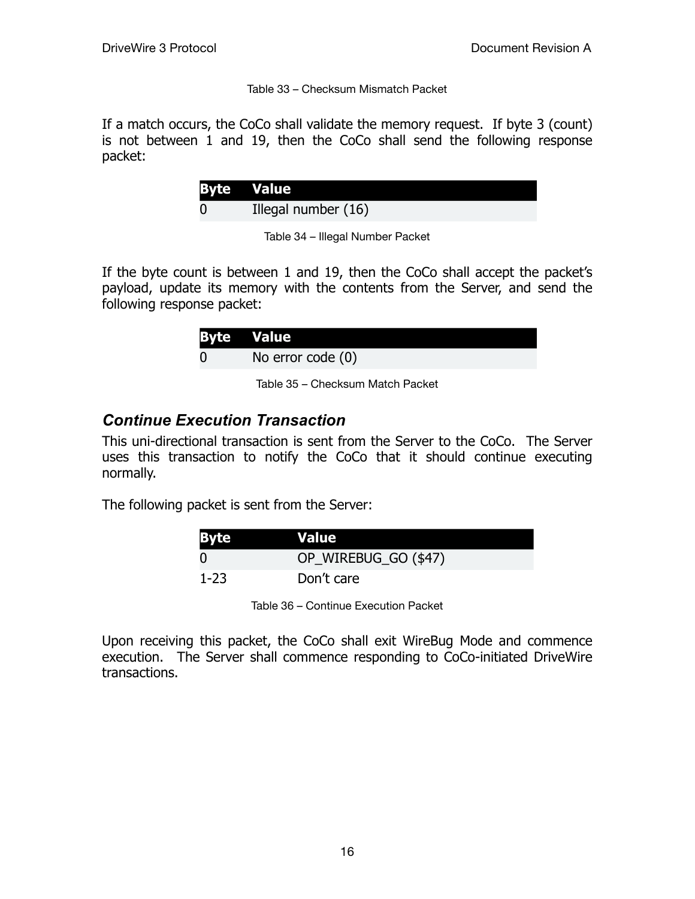Table 33 – Checksum Mismatch Packet

If a match occurs, the CoCo shall validate the memory request. If byte 3 (count) is not between 1 and 19, then the CoCo shall send the following response packet:

| Byte | Value |
|---|---|
| 0 | Illegal number (16) |

Table 34 – Illegal Number Packet

If the byte count is between 1 and 19, then the CoCo shall accept the packet's payload, update its memory with the contents from the Server, and send the following response packet:

| Byte | Value |
|---|---|
| 0 | No error code (0) |

Table 35 – Checksum Match Packet

### *Continue Execution Transaction*

This uni-directional transaction is sent from the Server to the CoCo. The Server uses this transaction to notify the CoCo that it should continue executing normally.

The following packet is sent from the Server:

| Byte | Value |
|---|---|
| 0 | OP_WIREBUG_GO ($47) |
| 1-23 | Don't care |

Table 36 – Continue Execution Packet

Upon receiving this packet, the CoCo shall exit WireBug Mode and commence execution. The Server shall commence responding to CoCo-initiated DriveWire transactions.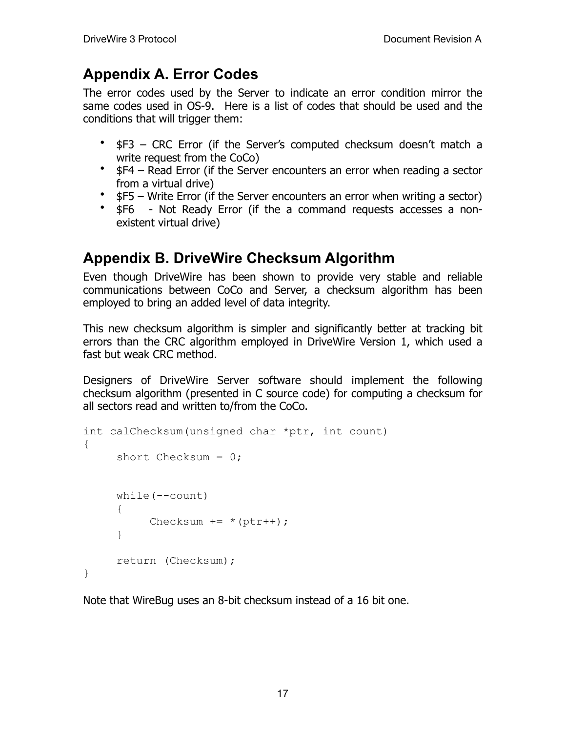## Appendix A. Error Codes

The error codes used by the Server to indicate an error condition mirror the same codes used in OS-9. Here is a list of codes that should be used and the conditions that will trigger them:

- $F3 – CRC Error (if the Server's computed checksum doesn't match a write request from the CoCo)
- $F4 – Read Error (if the Server encounters an error when reading a sector from a virtual drive)
- $F5 – Write Error (if the Server encounters an error when writing a sector)
- $F6 - Not Ready Error (if the a command requests accesses a non-existent virtual drive)

## Appendix B. DriveWire Checksum Algorithm

Even though DriveWire has been shown to provide very stable and reliable communications between CoCo and Server, a checksum algorithm has been employed to bring an added level of data integrity.

This new checksum algorithm is simpler and significantly better at tracking bit errors than the CRC algorithm employed in DriveWire Version 1, which used a fast but weak CRC method.

Designers of DriveWire Server software should implement the following checksum algorithm (presented in C source code) for computing a checksum for all sectors read and written to/from the CoCo.

```
int calChecksum(unsigned char *ptr, int count)
{
      short Checksum = 0;


      while(--count)
      {
            Checksum += *(ptr++);
      }

      return (Checksum);
}
```

Note that WireBug uses an 8-bit checksum instead of a 16 bit one.